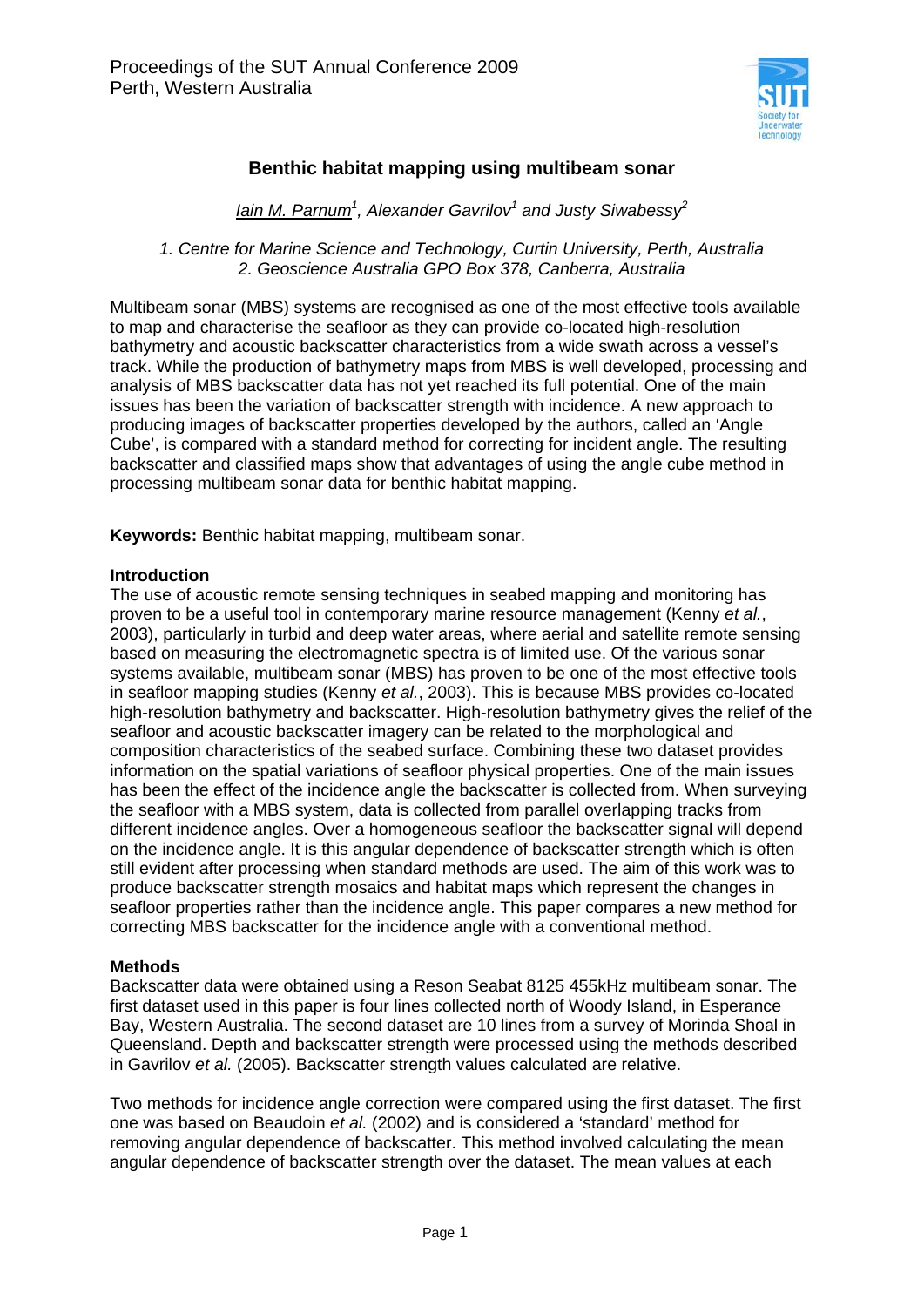# Benthic habitat mapping using multibeam sonar

*Iain M. Parnum[1], Alexander Gavrilov[1] and Justy Siwabessy[2]*

*1. Centre for Marine Science and Technology, Curtin University, Perth, Australia*
*2. Geoscience Australia GPO Box 378, Canberra, Australia*

Multibeam sonar (MBS) systems are recognised as one of the most effective tools available to map and characterise the seafloor as they can provide co-located high-resolution bathymetry and acoustic backscatter characteristics from a wide swath across a vessel's track. While the production of bathymetry maps from MBS is well developed, processing and analysis of MBS backscatter data has not yet reached its full potential. One of the main issues has been the variation of backscatter strength with incidence. A new approach to producing images of backscatter properties developed by the authors, called an 'Angle Cube', is compared with a standard method for correcting for incident angle. The resulting backscatter and classified maps show that advantages of using the angle cube method in processing multibeam sonar data for benthic habitat mapping.

**Keywords:** Benthic habitat mapping, multibeam sonar.

## Introduction

The use of acoustic remote sensing techniques in seabed mapping and monitoring has proven to be a useful tool in contemporary marine resource management (Kenny *et al.*, 2003), particularly in turbid and deep water areas, where aerial and satellite remote sensing based on measuring the electromagnetic spectra is of limited use. Of the various sonar systems available, multibeam sonar (MBS) has proven to be one of the most effective tools in seafloor mapping studies (Kenny *et al.*, 2003). This is because MBS provides co-located high-resolution bathymetry and backscatter. High-resolution bathymetry gives the relief of the seafloor and acoustic backscatter imagery can be related to the morphological and composition characteristics of the seabed surface. Combining these two dataset provides information on the spatial variations of seafloor physical properties. One of the main issues has been the effect of the incidence angle the backscatter is collected from. When surveying the seafloor with a MBS system, data is collected from parallel overlapping tracks from different incidence angles. Over a homogeneous seafloor the backscatter signal will depend on the incidence angle. It is this angular dependence of backscatter strength which is often still evident after processing when standard methods are used. The aim of this work was to produce backscatter strength mosaics and habitat maps which represent the changes in seafloor properties rather than the incidence angle. This paper compares a new method for correcting MBS backscatter for the incidence angle with a conventional method.

## Methods

Backscatter data were obtained using a Reson Seabat 8125 455kHz multibeam sonar. The first dataset used in this paper is four lines collected north of Woody Island, in Esperance Bay, Western Australia. The second dataset are 10 lines from a survey of Morinda Shoal in Queensland. Depth and backscatter strength were processed using the methods described in Gavrilov *et al.* (2005). Backscatter strength values calculated are relative.

Two methods for incidence angle correction were compared using the first dataset. The first one was based on Beaudoin *et al.* (2002) and is considered a 'standard' method for removing angular dependence of backscatter. This method involved calculating the mean angular dependence of backscatter strength over the dataset. The mean values at each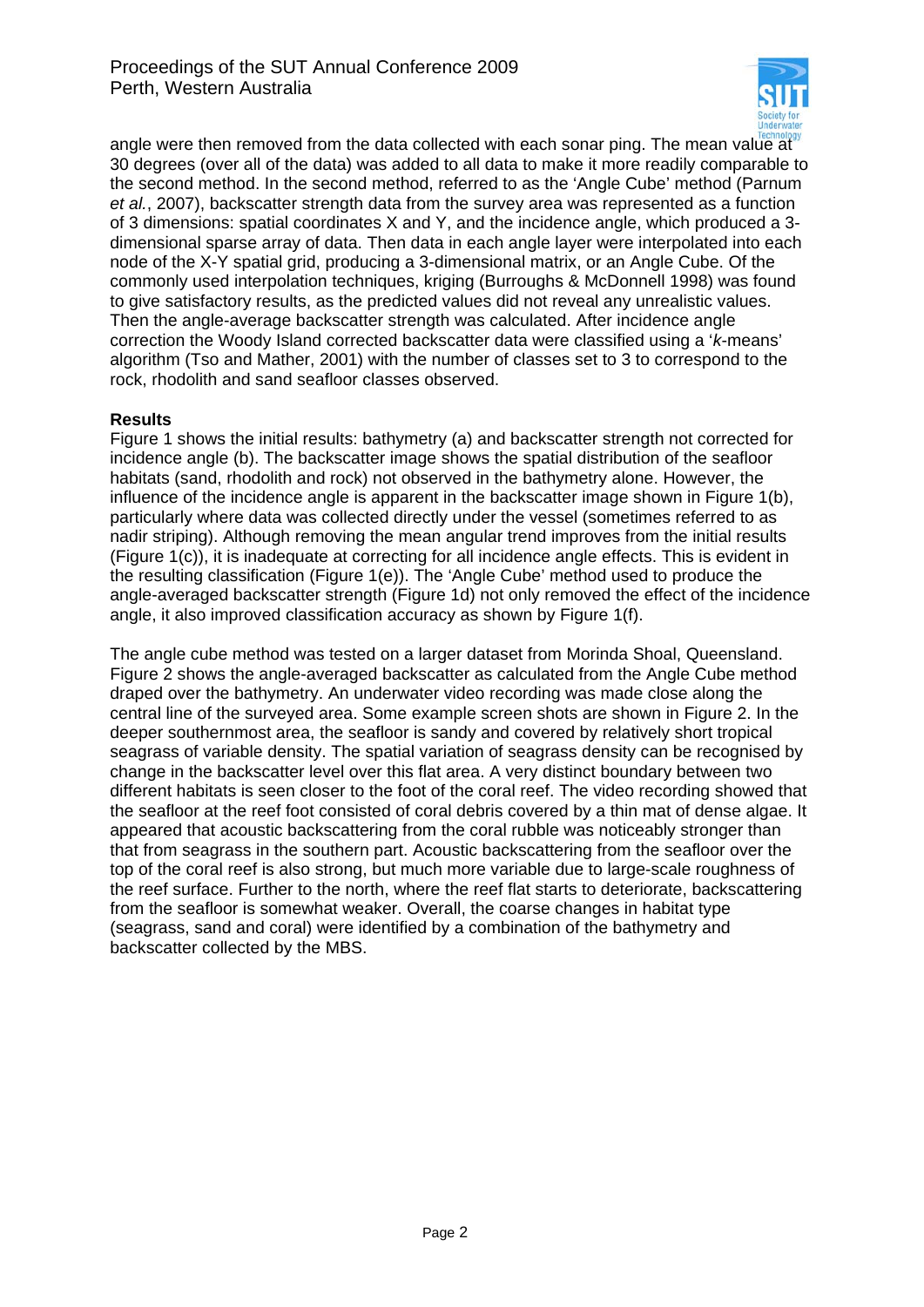angle were then removed from the data collected with each sonar ping. The mean value at 30 degrees (over all of the data) was added to all data to make it more readily comparable to the second method. In the second method, referred to as the 'Angle Cube' method (Parnum *et al.*, 2007), backscatter strength data from the survey area was represented as a function of 3 dimensions: spatial coordinates X and Y, and the incidence angle, which produced a 3-dimensional sparse array of data. Then data in each angle layer were interpolated into each node of the X-Y spatial grid, producing a 3-dimensional matrix, or an Angle Cube. Of the commonly used interpolation techniques, kriging (Burroughs & McDonnell 1998) was found to give satisfactory results, as the predicted values did not reveal any unrealistic values. Then the angle-average backscatter strength was calculated. After incidence angle correction the Woody Island corrected backscatter data were classified using a '*k*-means' algorithm (Tso and Mather, 2001) with the number of classes set to 3 to correspond to the rock, rhodolith and sand seafloor classes observed.

**Results**

Figure 1 shows the initial results: bathymetry (a) and backscatter strength not corrected for incidence angle (b). The backscatter image shows the spatial distribution of the seafloor habitats (sand, rhodolith and rock) not observed in the bathymetry alone. However, the influence of the incidence angle is apparent in the backscatter image shown in Figure 1(b), particularly where data was collected directly under the vessel (sometimes referred to as nadir striping). Although removing the mean angular trend improves from the initial results (Figure 1(c)), it is inadequate at correcting for all incidence angle effects. This is evident in the resulting classification (Figure 1(e)). The 'Angle Cube' method used to produce the angle-averaged backscatter strength (Figure 1d) not only removed the effect of the incidence angle, it also improved classification accuracy as shown by Figure 1(f).

The angle cube method was tested on a larger dataset from Morinda Shoal, Queensland. Figure 2 shows the angle-averaged backscatter as calculated from the Angle Cube method draped over the bathymetry. An underwater video recording was made close along the central line of the surveyed area. Some example screen shots are shown in Figure 2. In the deeper southernmost area, the seafloor is sandy and covered by relatively short tropical seagrass of variable density. The spatial variation of seagrass density can be recognised by change in the backscatter level over this flat area. A very distinct boundary between two different habitats is seen closer to the foot of the coral reef. The video recording showed that the seafloor at the reef foot consisted of coral debris covered by a thin mat of dense algae. It appeared that acoustic backscattering from the coral rubble was noticeably stronger than that from seagrass in the southern part. Acoustic backscattering from the seafloor over the top of the coral reef is also strong, but much more variable due to large-scale roughness of the reef surface. Further to the north, where the reef flat starts to deteriorate, backscattering from the seafloor is somewhat weaker. Overall, the coarse changes in habitat type (seagrass, sand and coral) were identified by a combination of the bathymetry and backscatter collected by the MBS.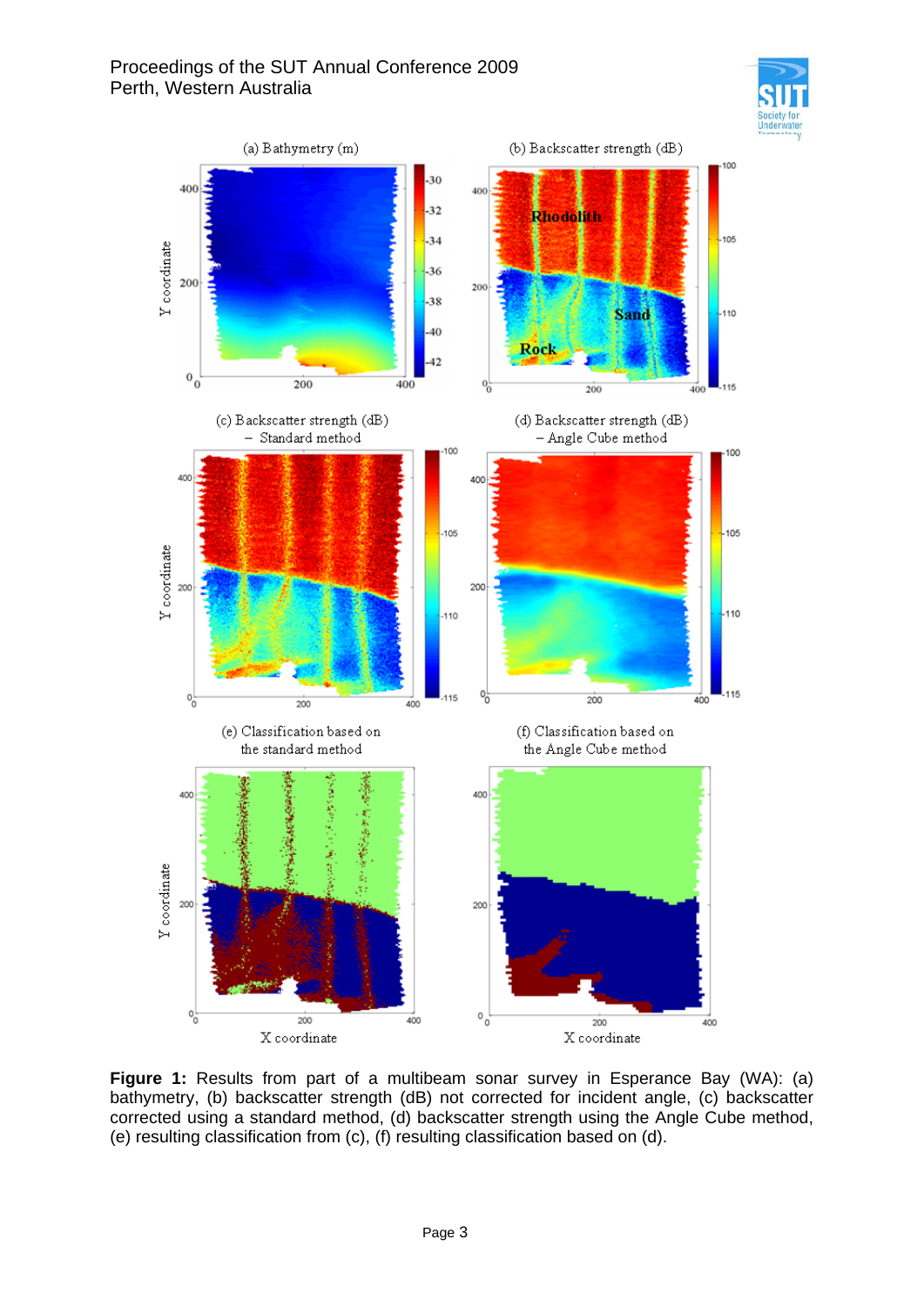**Figure 1:** Results from part of a multibeam sonar survey in Esperance Bay (WA): (a) bathymetry, (b) backscatter strength (dB) not corrected for incident angle, (c) backscatter corrected using a standard method, (d) backscatter strength using the Angle Cube method, (e) resulting classification from (c), (f) resulting classification based on (d).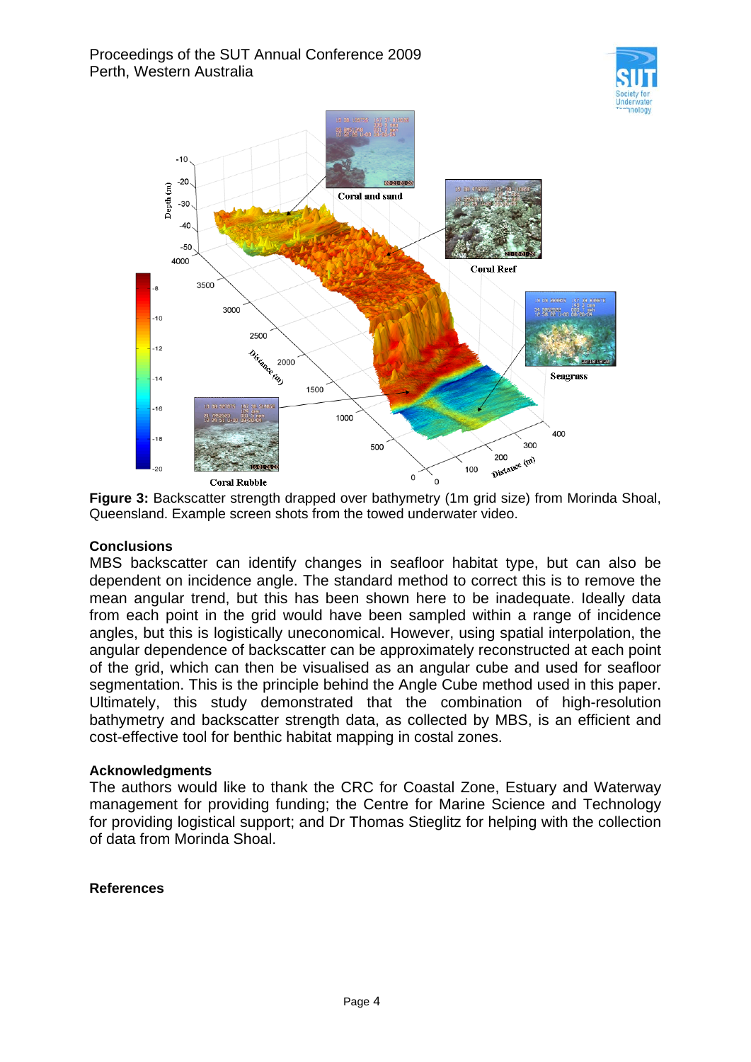**Figure 3:** Backscatter strength drapped over bathymetry (1m grid size) from Morinda Shoal, Queensland. Example screen shots from the towed underwater video.

## Conclusions

MBS backscatter can identify changes in seafloor habitat type, but can also be dependent on incidence angle. The standard method to correct this is to remove the mean angular trend, but this has been shown here to be inadequate. Ideally data from each point in the grid would have been sampled within a range of incidence angles, but this is logistically uneconomical. However, using spatial interpolation, the angular dependence of backscatter can be approximately reconstructed at each point of the grid, which can then be visualised as an angular cube and used for seafloor segmentation. This is the principle behind the Angle Cube method used in this paper. Ultimately, this study demonstrated that the combination of high-resolution bathymetry and backscatter strength data, as collected by MBS, is an efficient and cost-effective tool for benthic habitat mapping in costal zones.

## Acknowledgments

The authors would like to thank the CRC for Coastal Zone, Estuary and Waterway management for providing funding; the Centre for Marine Science and Technology for providing logistical support; and Dr Thomas Stieglitz for helping with the collection of data from Morinda Shoal.

## References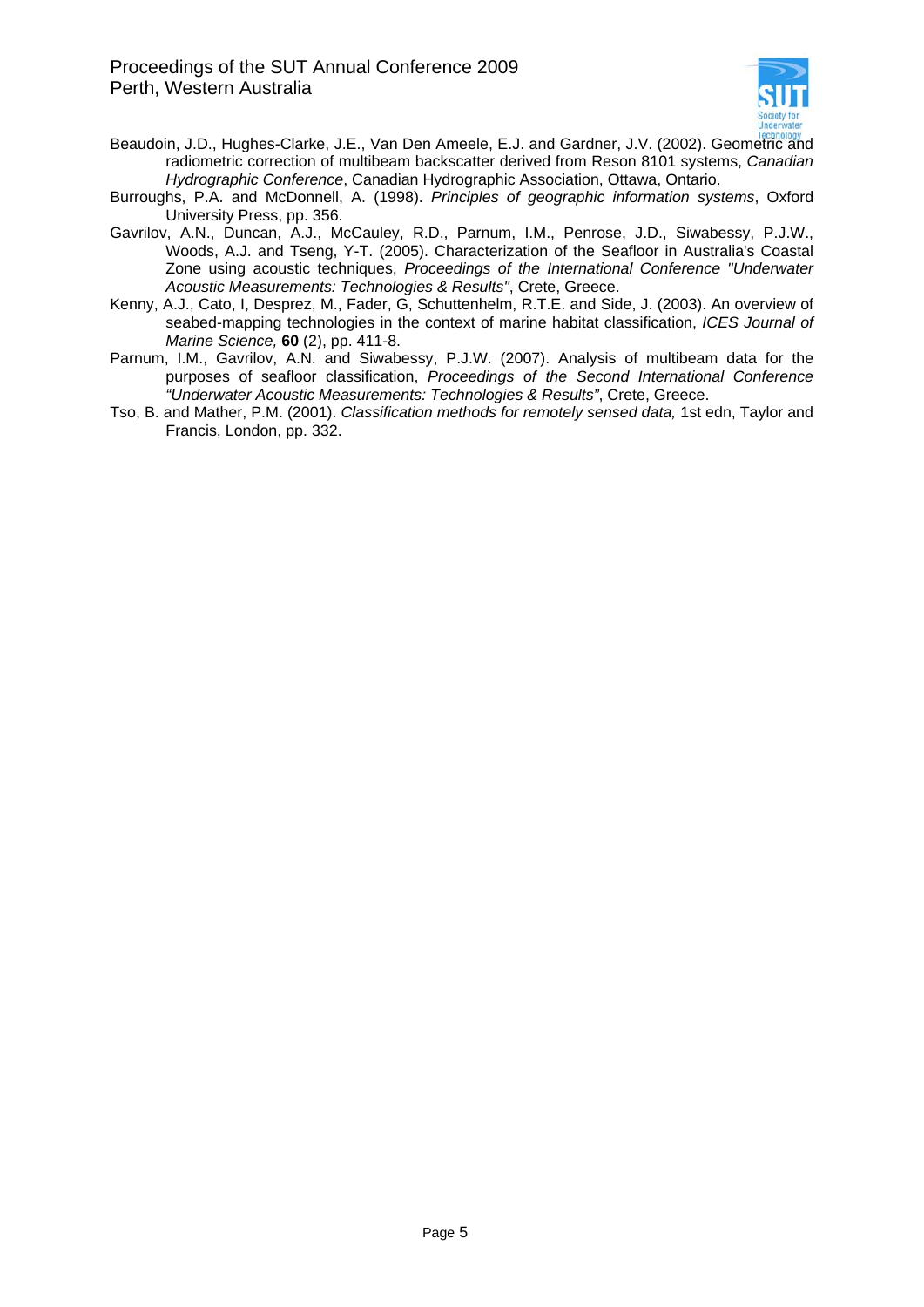Beaudoin, J.D., Hughes-Clarke, J.E., Van Den Ameele, E.J. and Gardner, J.V. (2002). Geometric and radiometric correction of multibeam backscatter derived from Reson 8101 systems, *Canadian Hydrographic Conference*, Canadian Hydrographic Association, Ottawa, Ontario.

Burroughs, P.A. and McDonnell, A. (1998). *Principles of geographic information systems*, Oxford University Press, pp. 356.

Gavrilov, A.N., Duncan, A.J., McCauley, R.D., Parnum, I.M., Penrose, J.D., Siwabessy, P.J.W., Woods, A.J. and Tseng, Y-T. (2005). Characterization of the Seafloor in Australia's Coastal Zone using acoustic techniques, *Proceedings of the International Conference "Underwater Acoustic Measurements: Technologies & Results"*, Crete, Greece.

Kenny, A.J., Cato, I, Desprez, M., Fader, G, Schuttenhelm, R.T.E. and Side, J. (2003). An overview of seabed-mapping technologies in the context of marine habitat classification, *ICES Journal of Marine Science,* **60** (2), pp. 411-8.

Parnum, I.M., Gavrilov, A.N. and Siwabessy, P.J.W. (2007). Analysis of multibeam data for the purposes of seafloor classification, *Proceedings of the Second International Conference "Underwater Acoustic Measurements: Technologies & Results"*, Crete, Greece.

Tso, B. and Mather, P.M. (2001). *Classification methods for remotely sensed data,* 1st edn, Taylor and Francis, London, pp. 332.